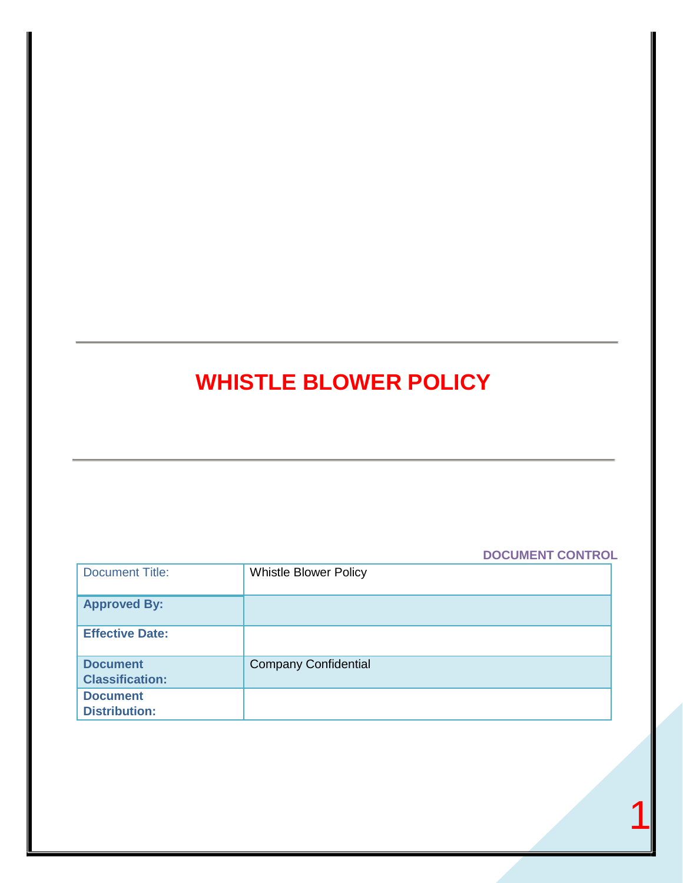# WHISTLE BLOWER POLICY

**DOCUMENT CONTROL**

| Document Title: | Whistle Blower Policy |
|---|---|
| **Approved By:** | |
| **Effective Date:** | |
| **Document Classification:** | Company Confidential |
| **Document Distribution:** | |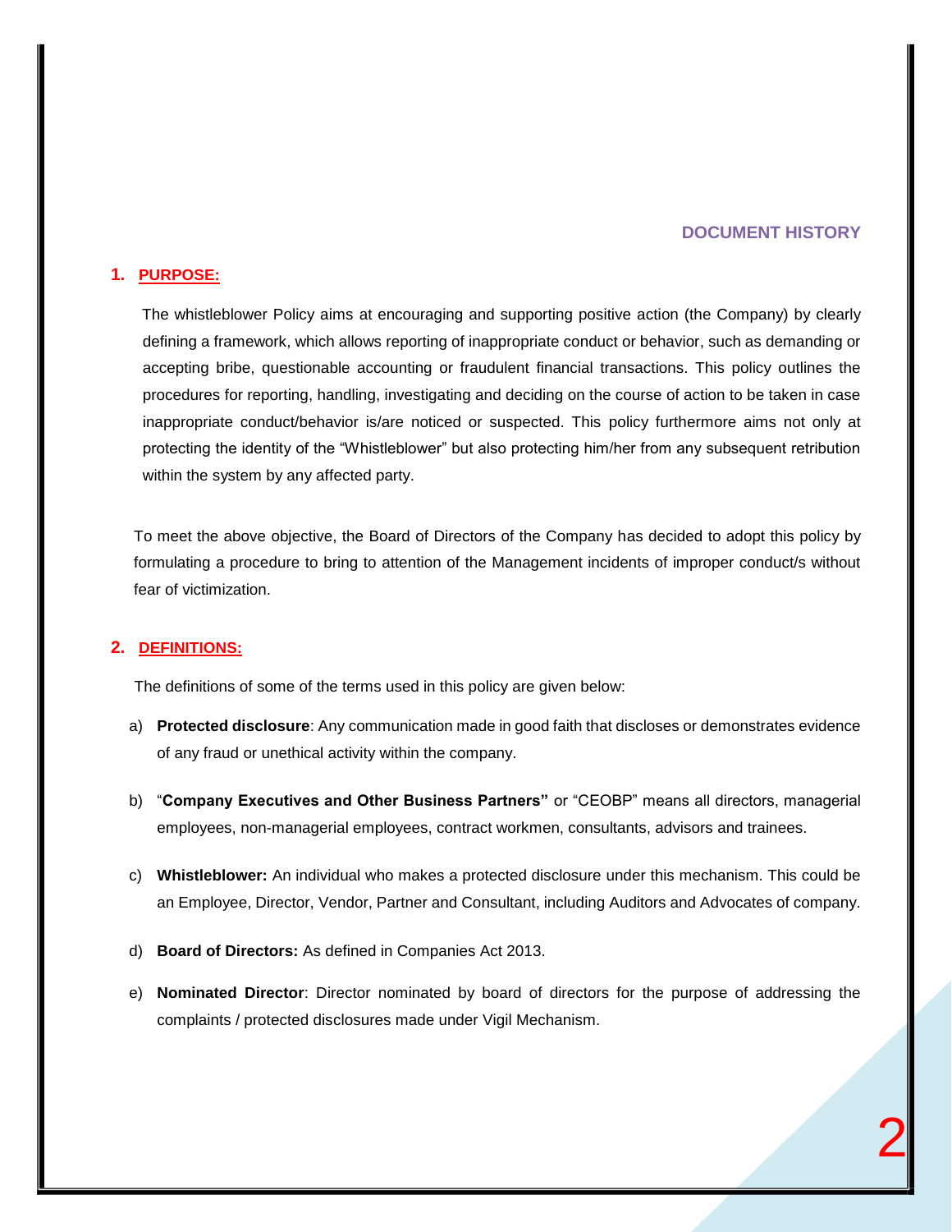## DOCUMENT HISTORY

## 1. PURPOSE:

The whistleblower Policy aims at encouraging and supporting positive action (the Company) by clearly defining a framework, which allows reporting of inappropriate conduct or behavior, such as demanding or accepting bribe, questionable accounting or fraudulent financial transactions. This policy outlines the procedures for reporting, handling, investigating and deciding on the course of action to be taken in case inappropriate conduct/behavior is/are noticed or suspected. This policy furthermore aims not only at protecting the identity of the "Whistleblower" but also protecting him/her from any subsequent retribution within the system by any affected party.

To meet the above objective, the Board of Directors of the Company has decided to adopt this policy by formulating a procedure to bring to attention of the Management incidents of improper conduct/s without fear of victimization.

## 2. DEFINITIONS:

The definitions of some of the terms used in this policy are given below:

a) **Protected disclosure**: Any communication made in good faith that discloses or demonstrates evidence of any fraud or unethical activity within the company.

b) "**Company Executives and Other Business Partners"** or "CEOBP" means all directors, managerial employees, non-managerial employees, contract workmen, consultants, advisors and trainees.

c) **Whistleblower:** An individual who makes a protected disclosure under this mechanism. This could be an Employee, Director, Vendor, Partner and Consultant, including Auditors and Advocates of company.

d) **Board of Directors:** As defined in Companies Act 2013.

e) **Nominated Director**: Director nominated by board of directors for the purpose of addressing the complaints / protected disclosures made under Vigil Mechanism.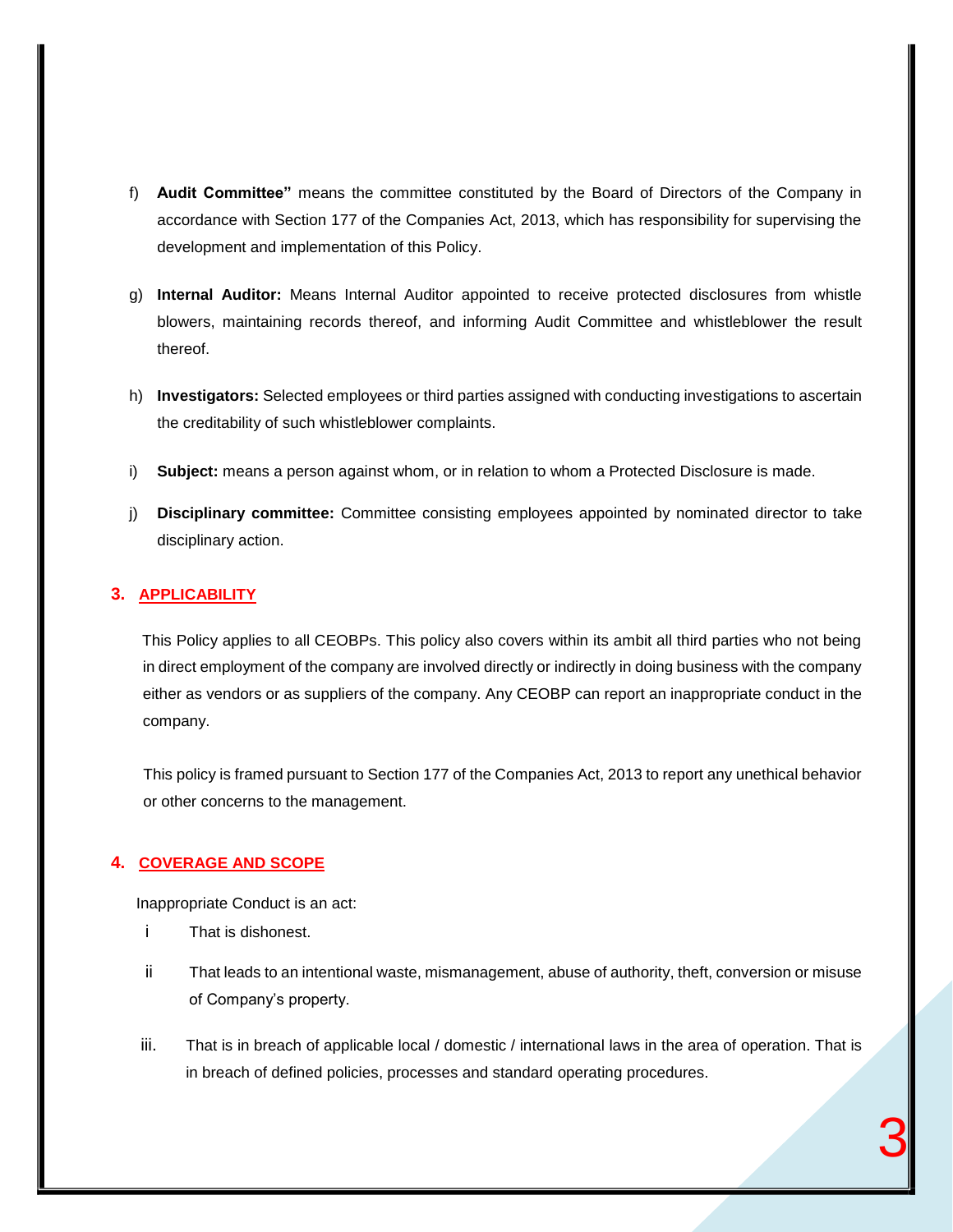f) **Audit Committee"** means the committee constituted by the Board of Directors of the Company in accordance with Section 177 of the Companies Act, 2013, which has responsibility for supervising the development and implementation of this Policy.

g) **Internal Auditor:** Means Internal Auditor appointed to receive protected disclosures from whistle blowers, maintaining records thereof, and informing Audit Committee and whistleblower the result thereof.

h) **Investigators:** Selected employees or third parties assigned with conducting investigations to ascertain the creditability of such whistleblower complaints.

i) **Subject:** means a person against whom, or in relation to whom a Protected Disclosure is made.

j) **Disciplinary committee:** Committee consisting employees appointed by nominated director to take disciplinary action.

## 3. APPLICABILITY

This Policy applies to all CEOBPs. This policy also covers within its ambit all third parties who not being in direct employment of the company are involved directly or indirectly in doing business with the company either as vendors or as suppliers of the company. Any CEOBP can report an inappropriate conduct in the company.

This policy is framed pursuant to Section 177 of the Companies Act, 2013 to report any unethical behavior or other concerns to the management.

## 4. COVERAGE AND SCOPE

Inappropriate Conduct is an act:

i That is dishonest.

ii That leads to an intentional waste, mismanagement, abuse of authority, theft, conversion or misuse of Company's property.

iii. That is in breach of applicable local / domestic / international laws in the area of operation. That is in breach of defined policies, processes and standard operating procedures.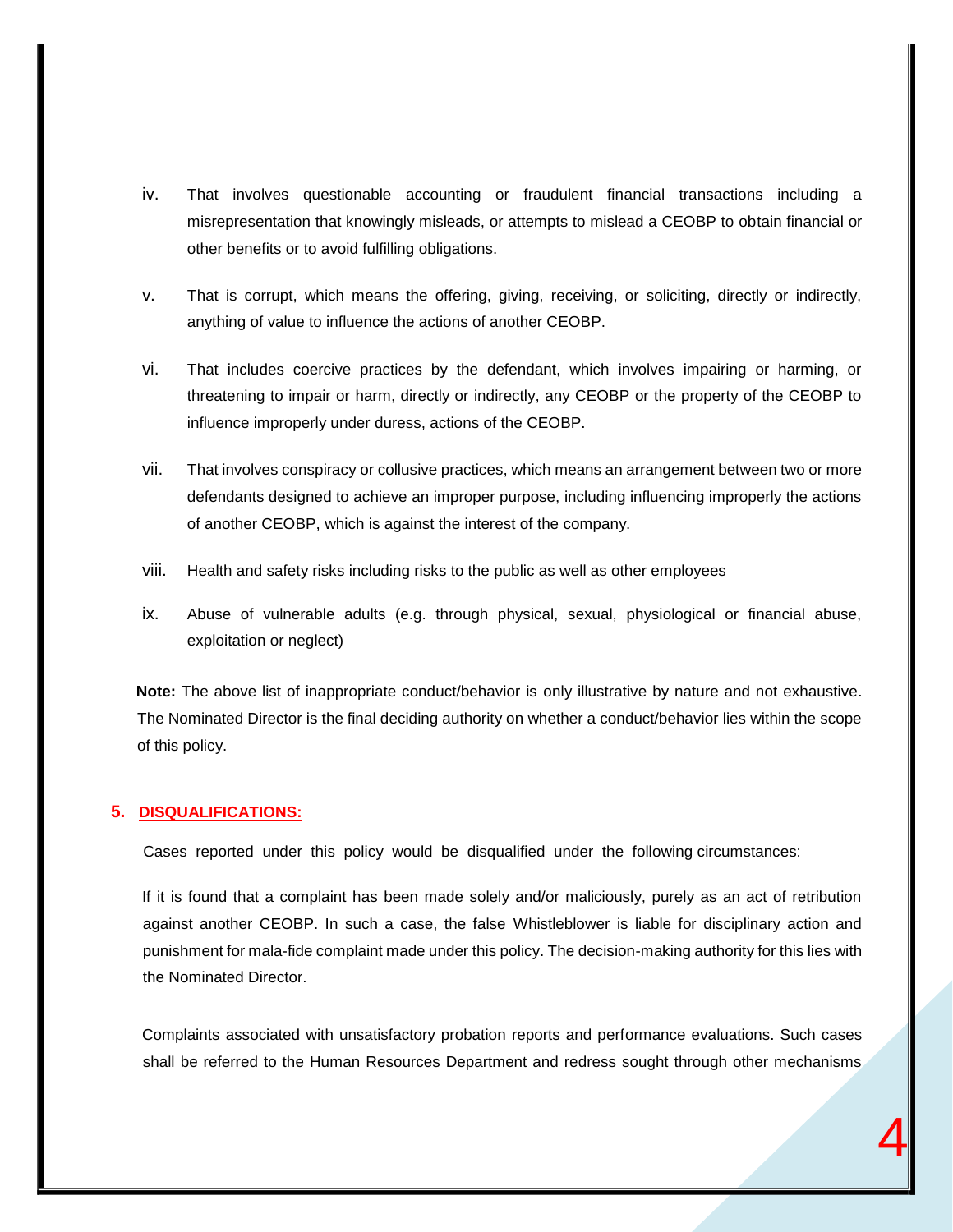iv. That involves questionable accounting or fraudulent financial transactions including a misrepresentation that knowingly misleads, or attempts to mislead a CEOBP to obtain financial or other benefits or to avoid fulfilling obligations.

v. That is corrupt, which means the offering, giving, receiving, or soliciting, directly or indirectly, anything of value to influence the actions of another CEOBP.

vi. That includes coercive practices by the defendant, which involves impairing or harming, or threatening to impair or harm, directly or indirectly, any CEOBP or the property of the CEOBP to influence improperly under duress, actions of the CEOBP.

vii. That involves conspiracy or collusive practices, which means an arrangement between two or more defendants designed to achieve an improper purpose, including influencing improperly the actions of another CEOBP, which is against the interest of the company.

viii. Health and safety risks including risks to the public as well as other employees

ix. Abuse of vulnerable adults (e.g. through physical, sexual, physiological or financial abuse, exploitation or neglect)

**Note:** The above list of inappropriate conduct/behavior is only illustrative by nature and not exhaustive. The Nominated Director is the final deciding authority on whether a conduct/behavior lies within the scope of this policy.

## 5. DISQUALIFICATIONS:

Cases reported under this policy would be disqualified under the following circumstances:

If it is found that a complaint has been made solely and/or maliciously, purely as an act of retribution against another CEOBP. In such a case, the false Whistleblower is liable for disciplinary action and punishment for mala-fide complaint made under this policy. The decision-making authority for this lies with the Nominated Director.

Complaints associated with unsatisfactory probation reports and performance evaluations. Such cases shall be referred to the Human Resources Department and redress sought through other mechanisms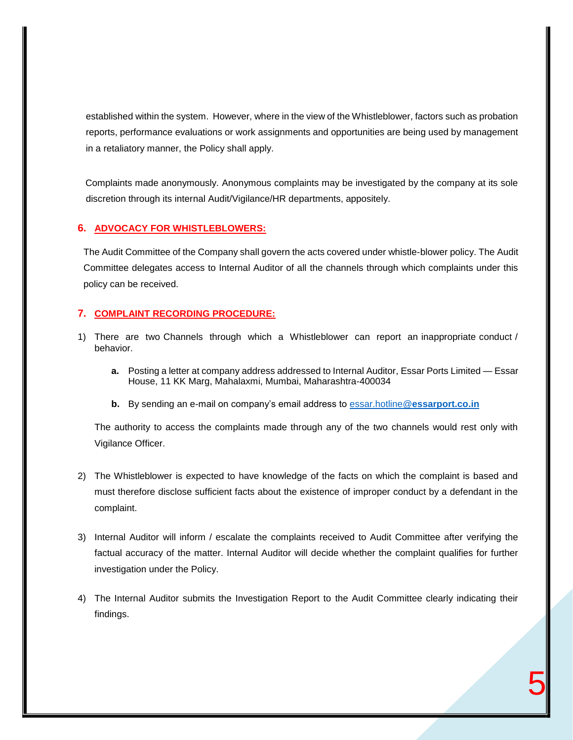established within the system. However, where in the view of the Whistleblower, factors such as probation reports, performance evaluations or work assignments and opportunities are being used by management in a retaliatory manner, the Policy shall apply.

Complaints made anonymously. Anonymous complaints may be investigated by the company at its sole discretion through its internal Audit/Vigilance/HR departments, appositely.

## 6. ADVOCACY FOR WHISTLEBLOWERS:

The Audit Committee of the Company shall govern the acts covered under whistle-blower policy. The Audit Committee delegates access to Internal Auditor of all the channels through which complaints under this policy can be received.

## 7. COMPLAINT RECORDING PROCEDURE:

1) There are two Channels through which a Whistleblower can report an inappropriate conduct / behavior.

   **a.** Posting a letter at company address addressed to Internal Auditor, Essar Ports Limited — Essar House, 11 KK Marg, Mahalaxmi, Mumbai, Maharashtra-400034

   **b.** By sending an e-mail on company's email address to essar.hotline@**essarport.co.in**

   The authority to access the complaints made through any of the two channels would rest only with Vigilance Officer.

2) The Whistleblower is expected to have knowledge of the facts on which the complaint is based and must therefore disclose sufficient facts about the existence of improper conduct by a defendant in the complaint.

3) Internal Auditor will inform / escalate the complaints received to Audit Committee after verifying the factual accuracy of the matter. Internal Auditor will decide whether the complaint qualifies for further investigation under the Policy.

4) The Internal Auditor submits the Investigation Report to the Audit Committee clearly indicating their findings.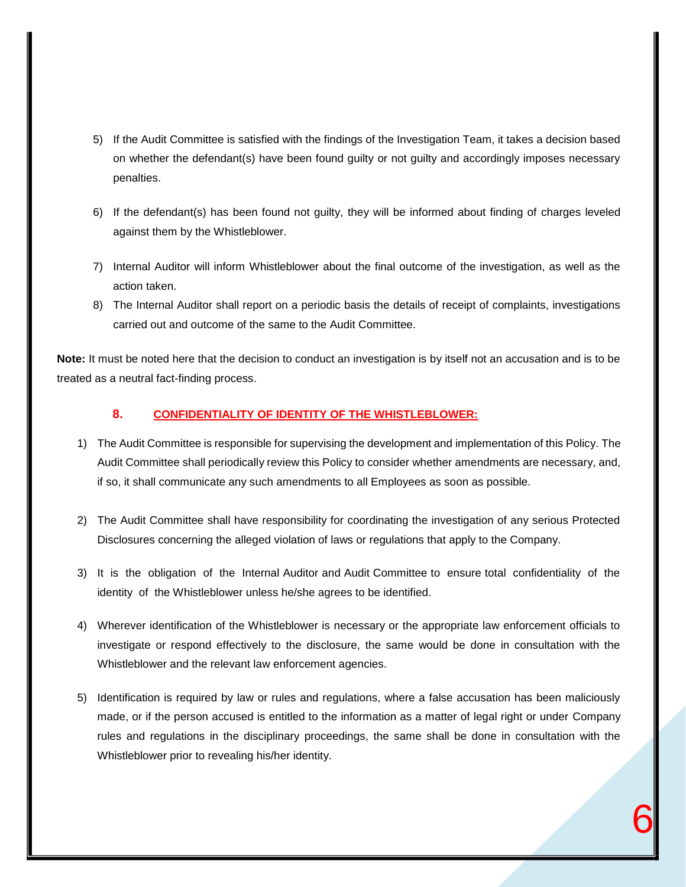5) If the Audit Committee is satisfied with the findings of the Investigation Team, it takes a decision based on whether the defendant(s) have been found guilty or not guilty and accordingly imposes necessary penalties.

6) If the defendant(s) has been found not guilty, they will be informed about finding of charges leveled against them by the Whistleblower.

7) Internal Auditor will inform Whistleblower about the final outcome of the investigation, as well as the action taken.

8) The Internal Auditor shall report on a periodic basis the details of receipt of complaints, investigations carried out and outcome of the same to the Audit Committee.

**Note:** It must be noted here that the decision to conduct an investigation is by itself not an accusation and is to be treated as a neutral fact-finding process.

## 8. CONFIDENTIALITY OF IDENTITY OF THE WHISTLEBLOWER:

1) The Audit Committee is responsible for supervising the development and implementation of this Policy. The Audit Committee shall periodically review this Policy to consider whether amendments are necessary, and, if so, it shall communicate any such amendments to all Employees as soon as possible.

2) The Audit Committee shall have responsibility for coordinating the investigation of any serious Protected Disclosures concerning the alleged violation of laws or regulations that apply to the Company.

3) It is the obligation of the Internal Auditor and Audit Committee to ensure total confidentiality of the identity of the Whistleblower unless he/she agrees to be identified.

4) Wherever identification of the Whistleblower is necessary or the appropriate law enforcement officials to investigate or respond effectively to the disclosure, the same would be done in consultation with the Whistleblower and the relevant law enforcement agencies.

5) Identification is required by law or rules and regulations, where a false accusation has been maliciously made, or if the person accused is entitled to the information as a matter of legal right or under Company rules and regulations in the disciplinary proceedings, the same shall be done in consultation with the Whistleblower prior to revealing his/her identity.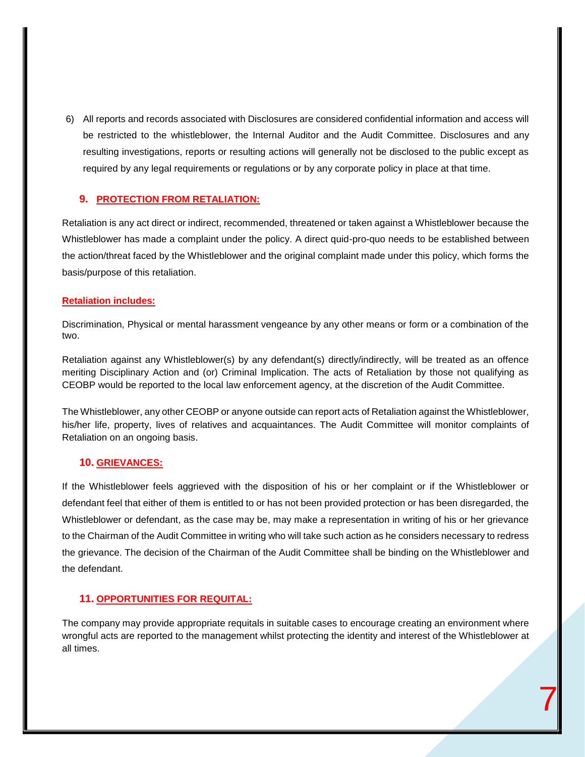6) All reports and records associated with Disclosures are considered confidential information and access will be restricted to the whistleblower, the Internal Auditor and the Audit Committee. Disclosures and any resulting investigations, reports or resulting actions will generally not be disclosed to the public except as required by any legal requirements or regulations or by any corporate policy in place at that time.

## 9. PROTECTION FROM RETALIATION:

Retaliation is any act direct or indirect, recommended, threatened or taken against a Whistleblower because the Whistleblower has made a complaint under the policy. A direct quid-pro-quo needs to be established between the action/threat faced by the Whistleblower and the original complaint made under this policy, which forms the basis/purpose of this retaliation.

**Retaliation includes:**

Discrimination, Physical or mental harassment vengeance by any other means or form or a combination of the two.

Retaliation against any Whistleblower(s) by any defendant(s) directly/indirectly, will be treated as an offence meriting Disciplinary Action and (or) Criminal Implication. The acts of Retaliation by those not qualifying as CEOBP would be reported to the local law enforcement agency, at the discretion of the Audit Committee.

The Whistleblower, any other CEOBP or anyone outside can report acts of Retaliation against the Whistleblower, his/her life, property, lives of relatives and acquaintances. The Audit Committee will monitor complaints of Retaliation on an ongoing basis.

## 10. GRIEVANCES:

If the Whistleblower feels aggrieved with the disposition of his or her complaint or if the Whistleblower or defendant feel that either of them is entitled to or has not been provided protection or has been disregarded, the Whistleblower or defendant, as the case may be, may make a representation in writing of his or her grievance to the Chairman of the Audit Committee in writing who will take such action as he considers necessary to redress the grievance. The decision of the Chairman of the Audit Committee shall be binding on the Whistleblower and the defendant.

## 11. OPPORTUNITIES FOR REQUITAL:

The company may provide appropriate requitals in suitable cases to encourage creating an environment where wrongful acts are reported to the management whilst protecting the identity and interest of the Whistleblower at all times.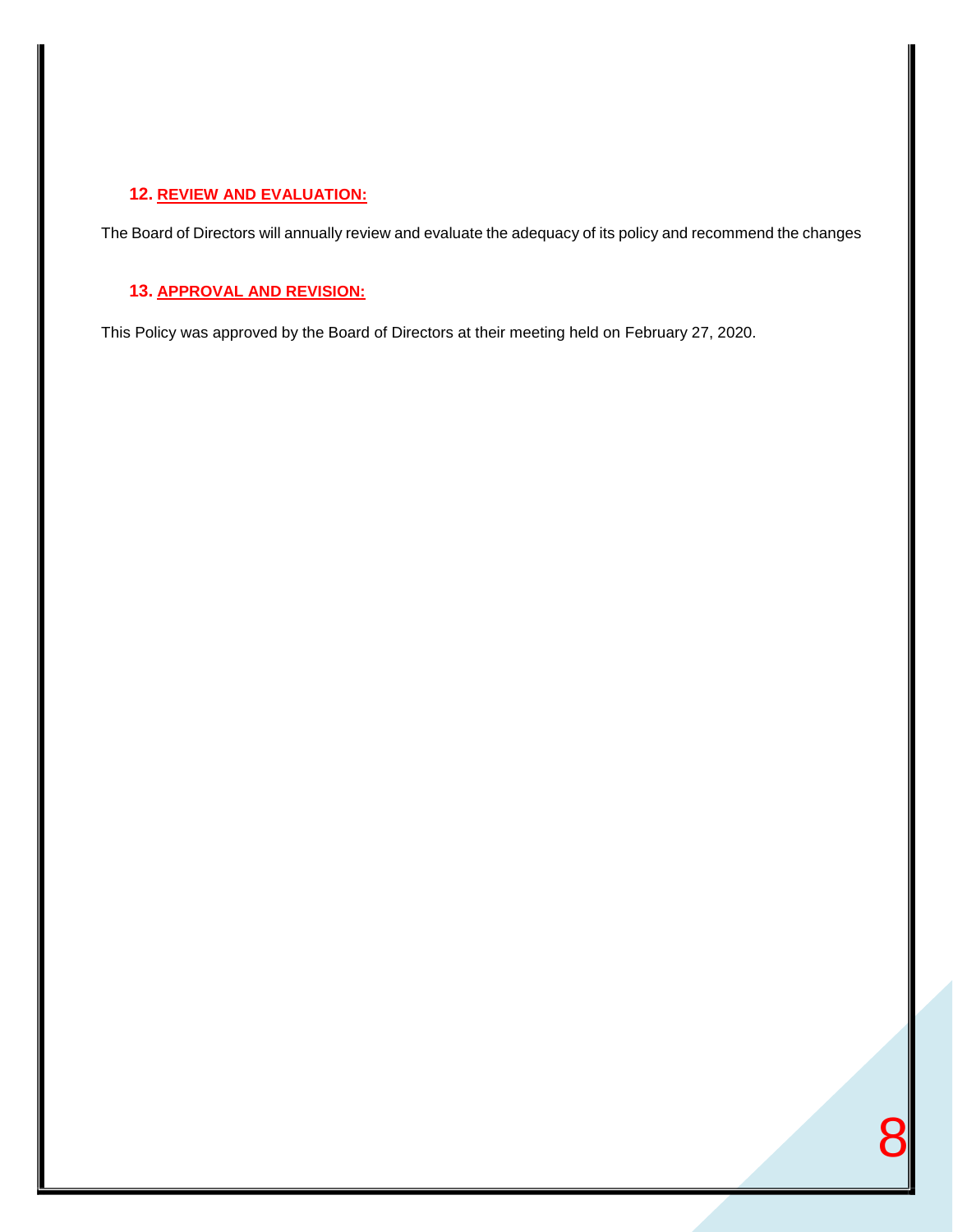## 12. REVIEW AND EVALUATION:

The Board of Directors will annually review and evaluate the adequacy of its policy and recommend the changes

## 13. APPROVAL AND REVISION:

This Policy was approved by the Board of Directors at their meeting held on February 27, 2020.